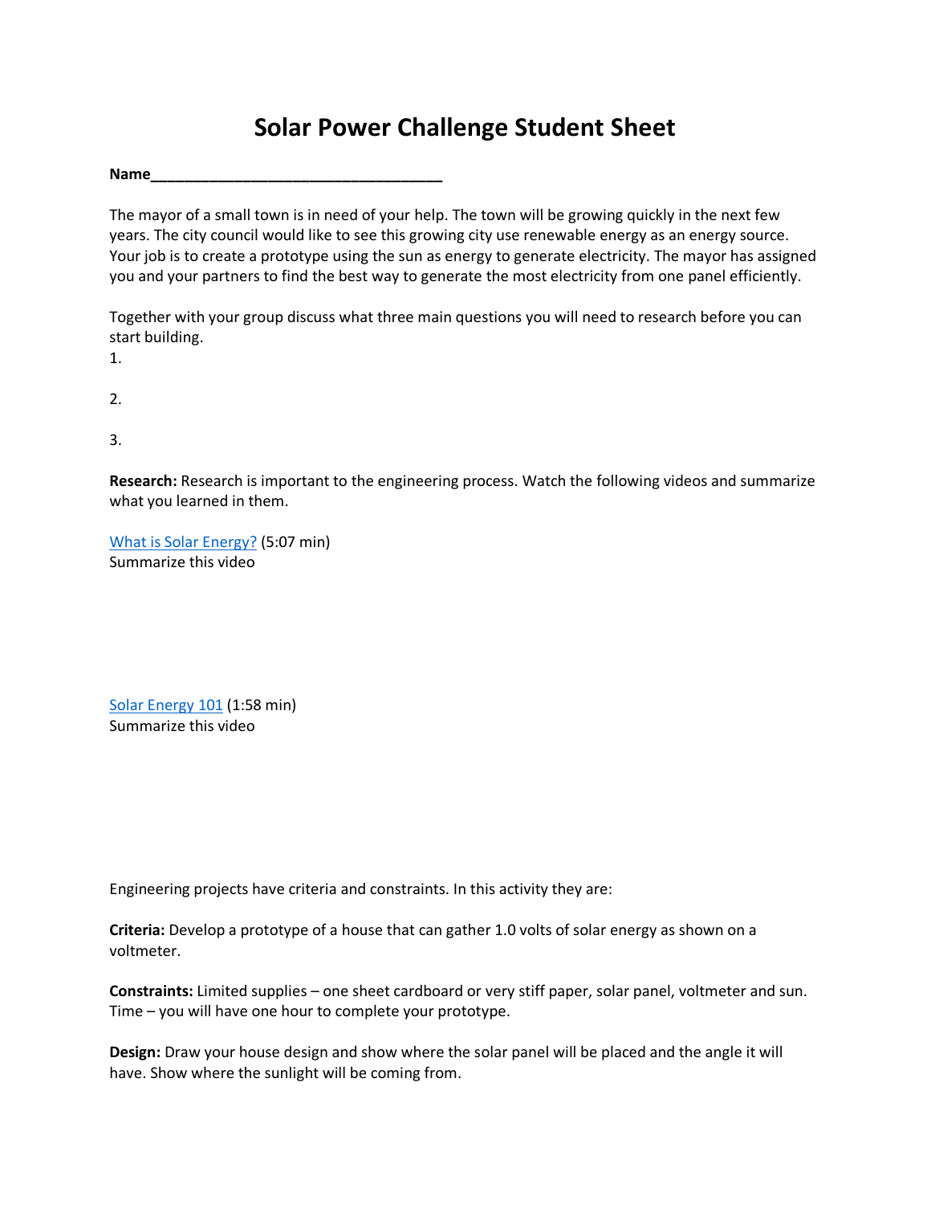# Solar Power Challenge Student Sheet

**Name**___________________________________

The mayor of a small town is in need of your help. The town will be growing quickly in the next few years. The city council would like to see this growing city use renewable energy as an energy source. Your job is to create a prototype using the sun as energy to generate electricity. The mayor has assigned you and your partners to find the best way to generate the most electricity from one panel efficiently.

Together with your group discuss what three main questions you will need to research before you can start building.

1.

2.

3.

**Research:** Research is important to the engineering process. Watch the following videos and summarize what you learned in them.

What is Solar Energy? (5:07 min)
Summarize this video

Solar Energy 101 (1:58 min)
Summarize this video

Engineering projects have criteria and constraints. In this activity they are:

**Criteria:** Develop a prototype of a house that can gather 1.0 volts of solar energy as shown on a voltmeter.

**Constraints:** Limited supplies – one sheet cardboard or very stiff paper, solar panel, voltmeter and sun. Time – you will have one hour to complete your prototype.

**Design:** Draw your house design and show where the solar panel will be placed and the angle it will have. Show where the sunlight will be coming from.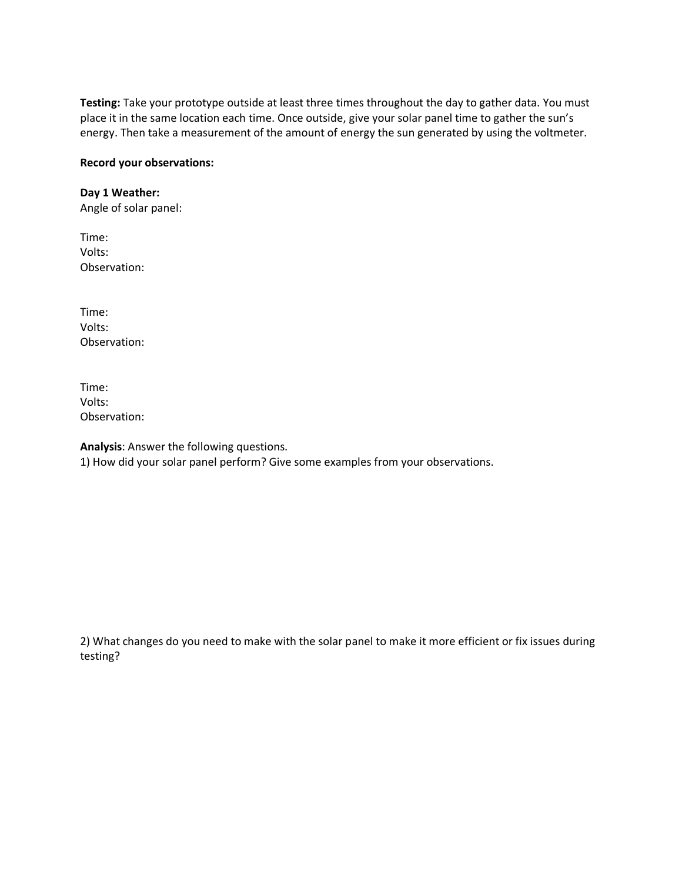**Testing:** Take your prototype outside at least three times throughout the day to gather data. You must place it in the same location each time. Once outside, give your solar panel time to gather the sun's energy. Then take a measurement of the amount of energy the sun generated by using the voltmeter.

**Record your observations:**

**Day 1 Weather:**
Angle of solar panel:

Time:
Volts:
Observation:

Time:
Volts:
Observation:

Time:
Volts:
Observation:

**Analysis**: Answer the following questions.

1) How did your solar panel perform? Give some examples from your observations.

2) What changes do you need to make with the solar panel to make it more efficient or fix issues during testing?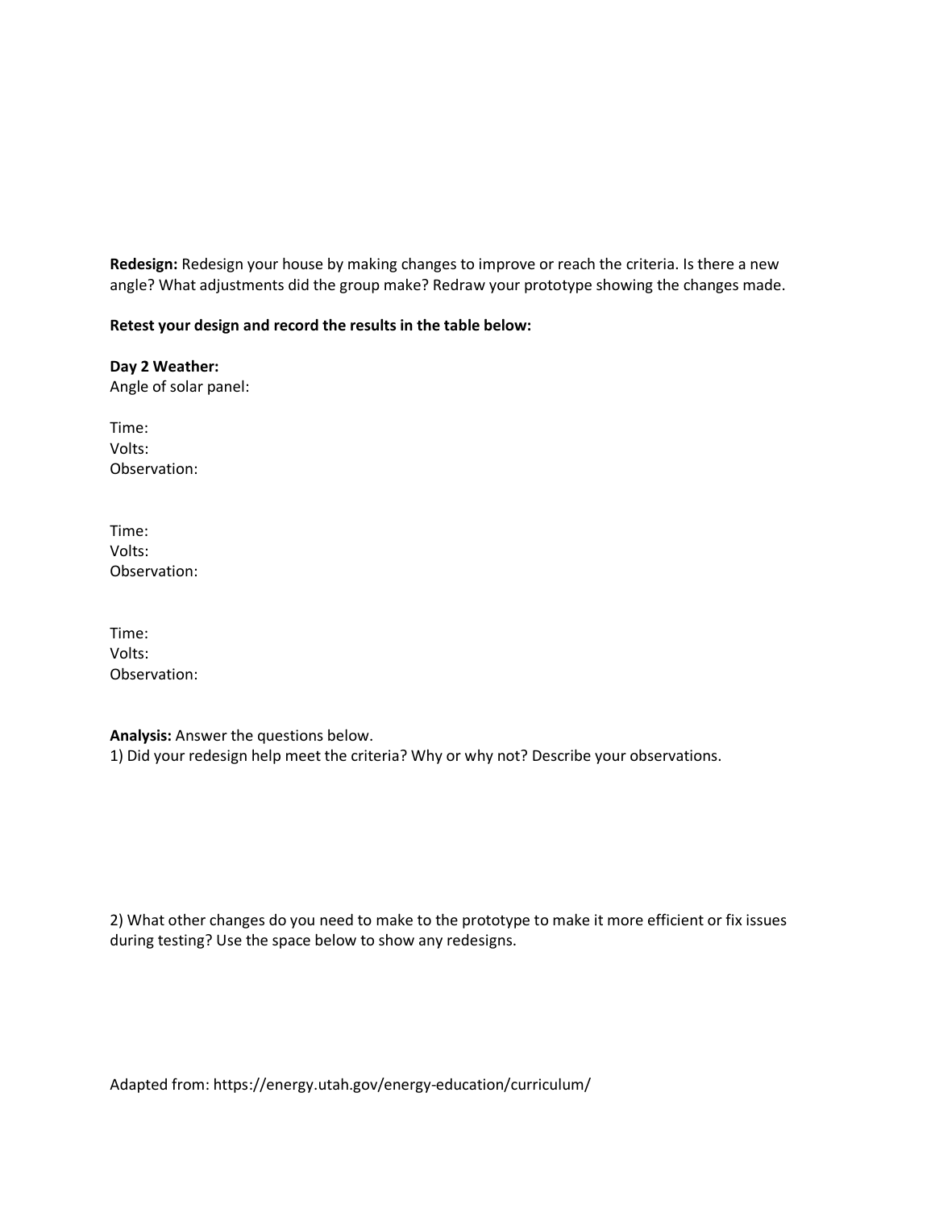**Redesign:** Redesign your house by making changes to improve or reach the criteria. Is there a new angle? What adjustments did the group make? Redraw your prototype showing the changes made.

**Retest your design and record the results in the table below:**

**Day 2 Weather:**
Angle of solar panel:

Time:
Volts:
Observation:

Time:
Volts:
Observation:

Time:
Volts:
Observation:

**Analysis:** Answer the questions below.
1) Did your redesign help meet the criteria? Why or why not? Describe your observations.

2) What other changes do you need to make to the prototype to make it more efficient or fix issues during testing? Use the space below to show any redesigns.

Adapted from: https://energy.utah.gov/energy-education/curriculum/